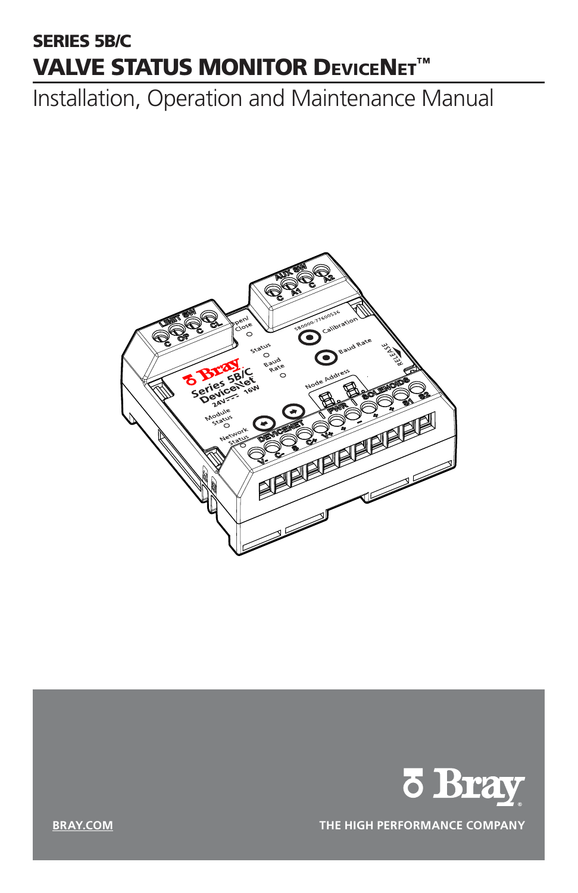# SERIES 5B/C

# VALVE STATUS MONITOR DeviceNet™

## Installation, Operation and Maintenance Manual

BRAY.COM

THE HIGH PERFORMANCE COMPANY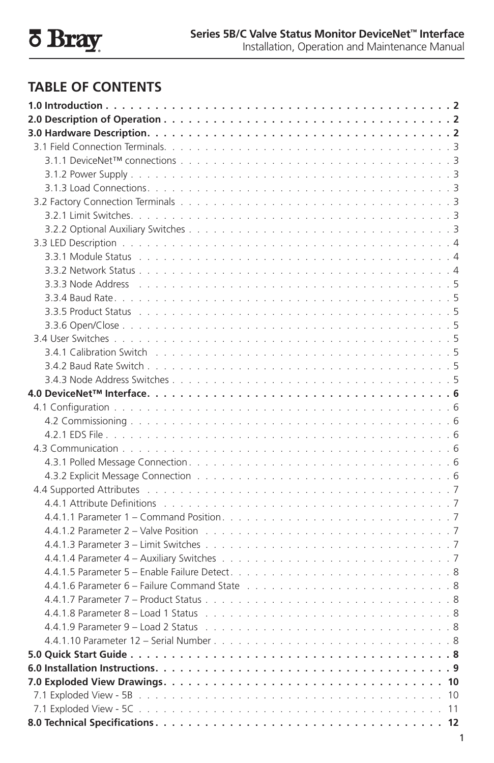# TABLE OF CONTENTS

**1.0 Introduction . . . 2**
**2.0 Description of Operation . . . 2**
**3.0 Hardware Description . . . 2**

- 3.1 Field Connection Terminals . . . 3
  - 3.1.1 DeviceNet™ connections . . . 3
  - 3.1.2 Power Supply . . . 3
  - 3.1.3 Load Connections . . . 3
- 3.2 Factory Connection Terminals . . . 3
  - 3.2.1 Limit Switches . . . 3
  - 3.2.2 Optional Auxiliary Switches . . . 3
- 3.3 LED Description . . . 4
  - 3.3.1 Module Status . . . 4
  - 3.3.2 Network Status . . . 4
  - 3.3.3 Node Address . . . 5
  - 3.3.4 Baud Rate . . . 5
  - 3.3.5 Product Status . . . 5
  - 3.3.6 Open/Close . . . 5
- 3.4 User Switches . . . 5
  - 3.4.1 Calibration Switch . . . 5
  - 3.4.2 Baud Rate Switch . . . 5
  - 3.4.3 Node Address Switches . . . 5

**4.0 DeviceNet™ Interface . . . 6**

- 4.1 Configuration . . . 6
  - 4.2 Commissioning . . . 6
  - 4.2.1 EDS File . . . 6
- 4.3 Communication . . . 6
  - 4.3.1 Polled Message Connection . . . 6
  - 4.3.2 Explicit Message Connection . . . 6
- 4.4 Supported Attributes . . . 7
  - 4.4.1 Attribute Definitions . . . 7
  - 4.4.1.1 Parameter 1 – Command Position . . . 7
  - 4.4.1.2 Parameter 2 – Valve Position . . . 7
  - 4.4.1.3 Parameter 3 – Limit Switches . . . 7
  - 4.4.1.4 Parameter 4 – Auxiliary Switches . . . 7
  - 4.4.1.5 Parameter 5 – Enable Failure Detect . . . 8
  - 4.4.1.6 Parameter 6 – Failure Command State . . . 8
  - 4.4.1.7 Parameter 7 – Product Status . . . 8
  - 4.4.1.8 Parameter 8 – Load 1 Status . . . 8
  - 4.4.1.9 Parameter 9 – Load 2 Status . . . 8
  - 4.4.1.10 Parameter 12 – Serial Number . . . 8

**5.0 Quick Start Guide . . . 8**
**6.0 Installation Instructions . . . 9**
**7.0 Exploded View Drawings . . . 10**

- 7.1 Exploded View - 5B . . . 10
- 7.1 Exploded View - 5C . . . 11

**8.0 Technical Specifications . . . 12**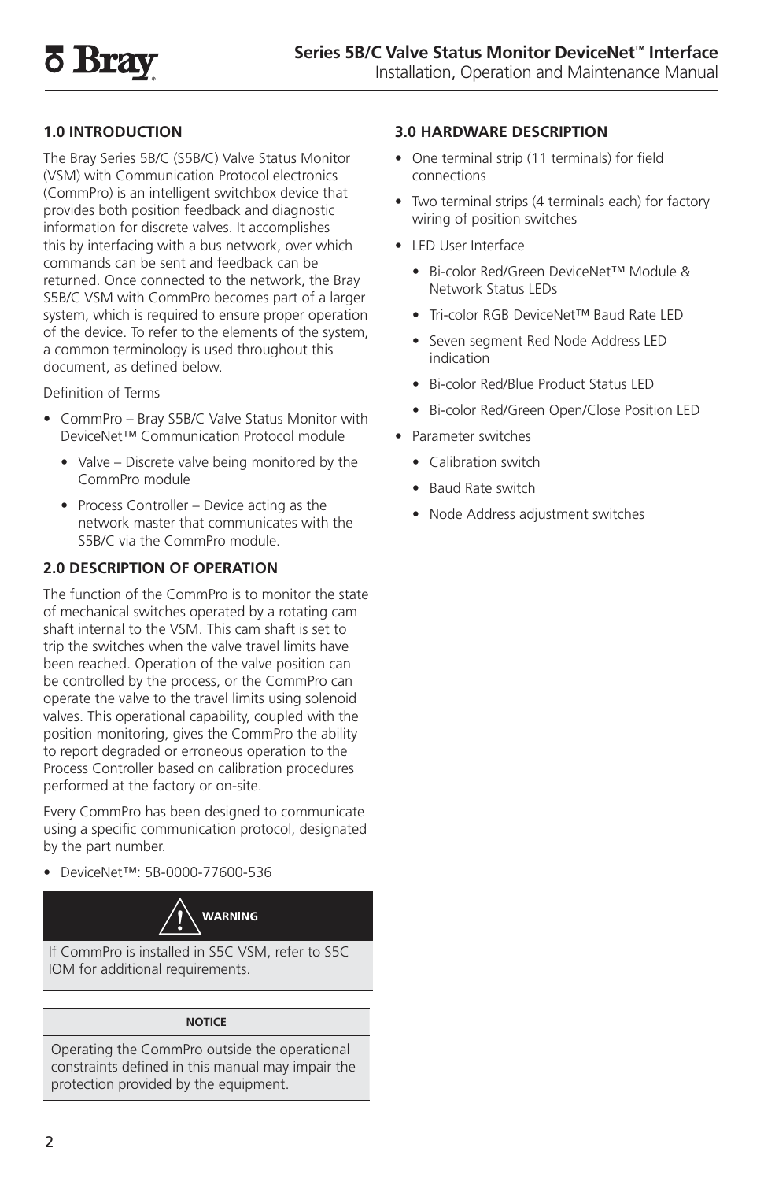## 1.0 INTRODUCTION

The Bray Series 5B/C (S5B/C) Valve Status Monitor (VSM) with Communication Protocol electronics (CommPro) is an intelligent switchbox device that provides both position feedback and diagnostic information for discrete valves. It accomplishes this by interfacing with a bus network, over which commands can be sent and feedback can be returned. Once connected to the network, the Bray S5B/C VSM with CommPro becomes part of a larger system, which is required to ensure proper operation of the device. To refer to the elements of the system, a common terminology is used throughout this document, as defined below.

Definition of Terms

- CommPro – Bray S5B/C Valve Status Monitor with DeviceNet™ Communication Protocol module
  - Valve – Discrete valve being monitored by the CommPro module
  - Process Controller – Device acting as the network master that communicates with the S5B/C via the CommPro module.

## 2.0 DESCRIPTION OF OPERATION

The function of the CommPro is to monitor the state of mechanical switches operated by a rotating cam shaft internal to the VSM. This cam shaft is set to trip the switches when the valve travel limits have been reached. Operation of the valve position can be controlled by the process, or the CommPro can operate the valve to the travel limits using solenoid valves. This operational capability, coupled with the position monitoring, gives the CommPro the ability to report degraded or erroneous operation to the Process Controller based on calibration procedures performed at the factory or on-site.

Every CommPro has been designed to communicate using a specific communication protocol, designated by the part number.

- DeviceNet™: 5B-0000-77600-536

**WARNING**

If CommPro is installed in S5C VSM, refer to S5C IOM for additional requirements.

**NOTICE**

Operating the CommPro outside the operational constraints defined in this manual may impair the protection provided by the equipment.

## 3.0 HARDWARE DESCRIPTION

- One terminal strip (11 terminals) for field connections
- Two terminal strips (4 terminals each) for factory wiring of position switches
- LED User Interface
  - Bi-color Red/Green DeviceNet™ Module & Network Status LEDs
  - Tri-color RGB DeviceNet™ Baud Rate LED
  - Seven segment Red Node Address LED indication
  - Bi-color Red/Blue Product Status LED
  - Bi-color Red/Green Open/Close Position LED
- Parameter switches
  - Calibration switch
  - Baud Rate switch
  - Node Address adjustment switches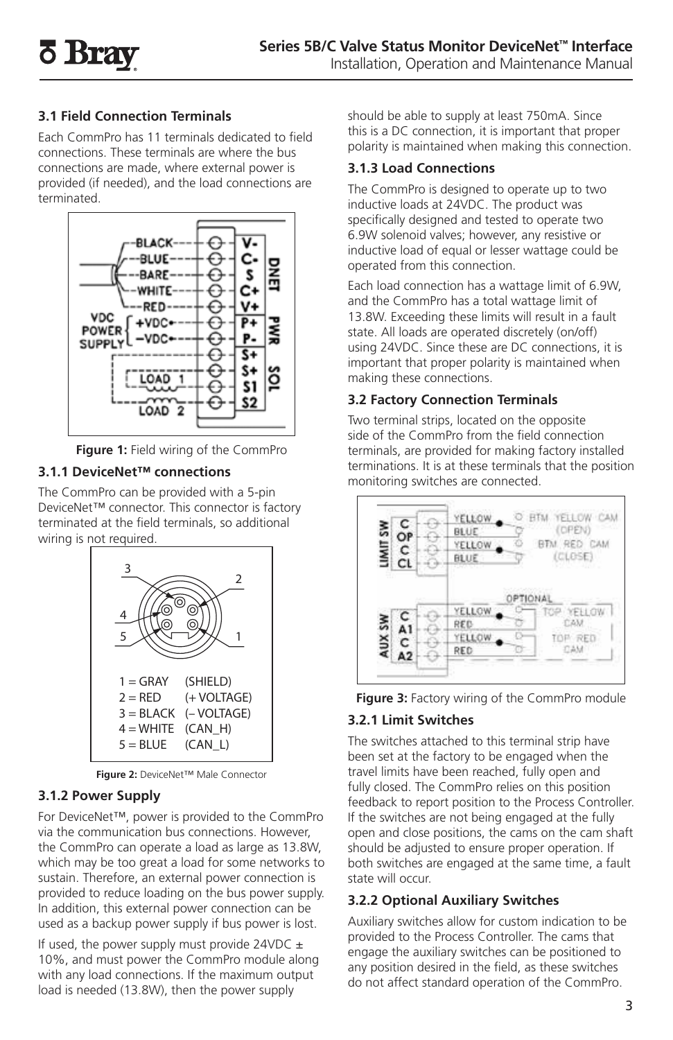### 3.1 Field Connection Terminals

Each CommPro has 11 terminals dedicated to field connections. These terminals are where the bus connections are made, where external power is provided (if needed), and the load connections are terminated.

**Figure 1:** Field wiring of the CommPro

### 3.1.1 DeviceNet™ connections

The CommPro can be provided with a 5-pin DeviceNet™ connector. This connector is factory terminated at the field terminals, so additional wiring is not required.

**Figure 2:** DeviceNet™ Male Connector

### 3.1.2 Power Supply

For DeviceNet™, power is provided to the CommPro via the communication bus connections. However, the CommPro can operate a load as large as 13.8W, which may be too great a load for some networks to sustain. Therefore, an external power connection is provided to reduce loading on the bus power supply. In addition, this external power connection can be used as a backup power supply if bus power is lost.

If used, the power supply must provide 24VDC ± 10%, and must power the CommPro module along with any load connections. If the maximum output load is needed (13.8W), then the power supply should be able to supply at least 750mA. Since this is a DC connection, it is important that proper polarity is maintained when making this connection.

### 3.1.3 Load Connections

The CommPro is designed to operate up to two inductive loads at 24VDC. The product was specifically designed and tested to operate two 6.9W solenoid valves; however, any resistive or inductive load of equal or lesser wattage could be operated from this connection.

Each load connection has a wattage limit of 6.9W, and the CommPro has a total wattage limit of 13.8W. Exceeding these limits will result in a fault state. All loads are operated discretely (on/off) using 24VDC. Since these are DC connections, it is important that proper polarity is maintained when making these connections.

### 3.2 Factory Connection Terminals

Two terminal strips, located on the opposite side of the CommPro from the field connection terminals, are provided for making factory installed terminations. It is at these terminals that the position monitoring switches are connected.

**Figure 3:** Factory wiring of the CommPro module

### 3.2.1 Limit Switches

The switches attached to this terminal strip have been set at the factory to be engaged when the travel limits have been reached, fully open and fully closed. The CommPro relies on this position feedback to report position to the Process Controller. If the switches are not being engaged at the fully open and close positions, the cams on the cam shaft should be adjusted to ensure proper operation. If both switches are engaged at the same time, a fault state will occur.

### 3.2.2 Optional Auxiliary Switches

Auxiliary switches allow for custom indication to be provided to the Process Controller. The cams that engage the auxiliary switches can be positioned to any position desired in the field, as these switches do not affect standard operation of the CommPro.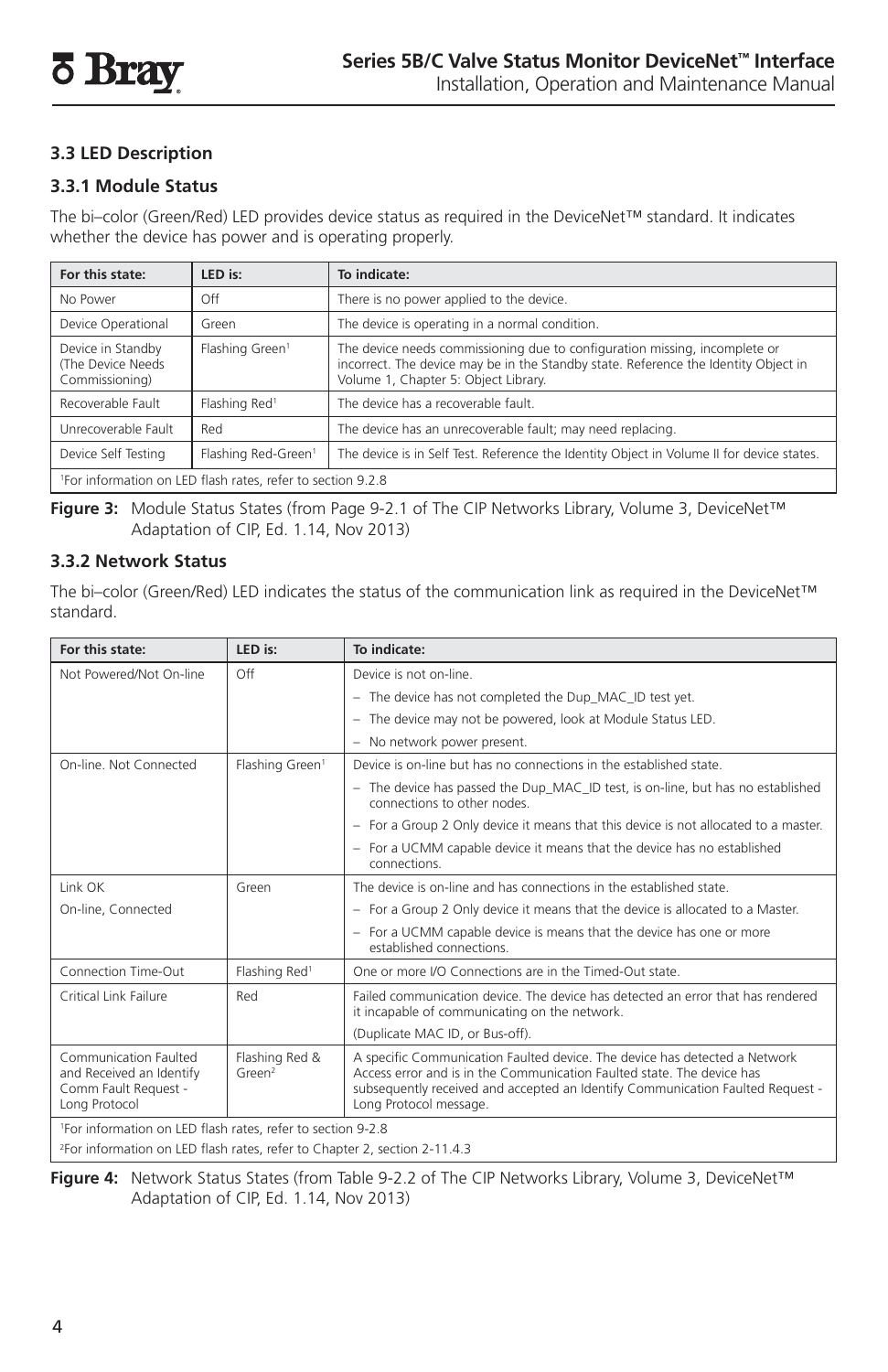### 3.3 LED Description

### 3.3.1 Module Status

The bi–color (Green/Red) LED provides device status as required in the DeviceNet™ standard. It indicates whether the device has power and is operating properly.

| For this state: | LED is: | To indicate: |
|---|---|---|
| No Power | Off | There is no power applied to the device. |
| Device Operational | Green | The device is operating in a normal condition. |
| Device in Standby (The Device Needs Commissioning) | Flashing Green[1] | The device needs commissioning due to configuration missing, incomplete or incorrect. The device may be in the Standby state. Reference the Identity Object in Volume 1, Chapter 5: Object Library. |
| Recoverable Fault | Flashing Red[1] | The device has a recoverable fault. |
| Unrecoverable Fault | Red | The device has an unrecoverable fault; may need replacing. |
| Device Self Testing | Flashing Red-Green[1] | The device is in Self Test. Reference the Identity Object in Volume II for device states. |
| [1]For information on LED flash rates, refer to section 9.2.8 | | |

**Figure 3:** Module Status States (from Page 9-2.1 of The CIP Networks Library, Volume 3, DeviceNet™ Adaptation of CIP, Ed. 1.14, Nov 2013)

### 3.3.2 Network Status

The bi–color (Green/Red) LED indicates the status of the communication link as required in the DeviceNet™ standard.

| For this state: | LED is: | To indicate: |
|---|---|---|
| Not Powered/Not On-line | Off | Device is not on-line.<br>– The device has not completed the Dup_MAC_ID test yet.<br>– The device may not be powered, look at Module Status LED.<br>– No network power present. |
| On-line. Not Connected | Flashing Green[1] | Device is on-line but has no connections in the established state.<br>– The device has passed the Dup_MAC_ID test, is on-line, but has no established connections to other nodes.<br>– For a Group 2 Only device it means that this device is not allocated to a master.<br>– For a UCMM capable device it means that the device has no established connections. |
| Link OK<br>On-line, Connected | Green | The device is on-line and has connections in the established state.<br>– For a Group 2 Only device it means that the device is allocated to a Master.<br>– For a UCMM capable device is means that the device has one or more established connections. |
| Connection Time-Out | Flashing Red[1] | One or more I/O Connections are in the Timed-Out state. |
| Critical Link Failure | Red | Failed communication device. The device has detected an error that has rendered it incapable of communicating on the network.<br>(Duplicate MAC ID, or Bus-off). |
| Communication Faulted and Received an Identify Comm Fault Request - Long Protocol | Flashing Red & Green[2] | A specific Communication Faulted device. The device has detected a Network Access error and is in the Communication Faulted state. The device has subsequently received and accepted an Identify Communication Faulted Request - Long Protocol message. |
| [1]For information on LED flash rates, refer to section 9-2.8<br>[2]For information on LED flash rates, refer to Chapter 2, section 2-11.4.3 | | |

**Figure 4:** Network Status States (from Table 9-2.2 of The CIP Networks Library, Volume 3, DeviceNet™ Adaptation of CIP, Ed. 1.14, Nov 2013)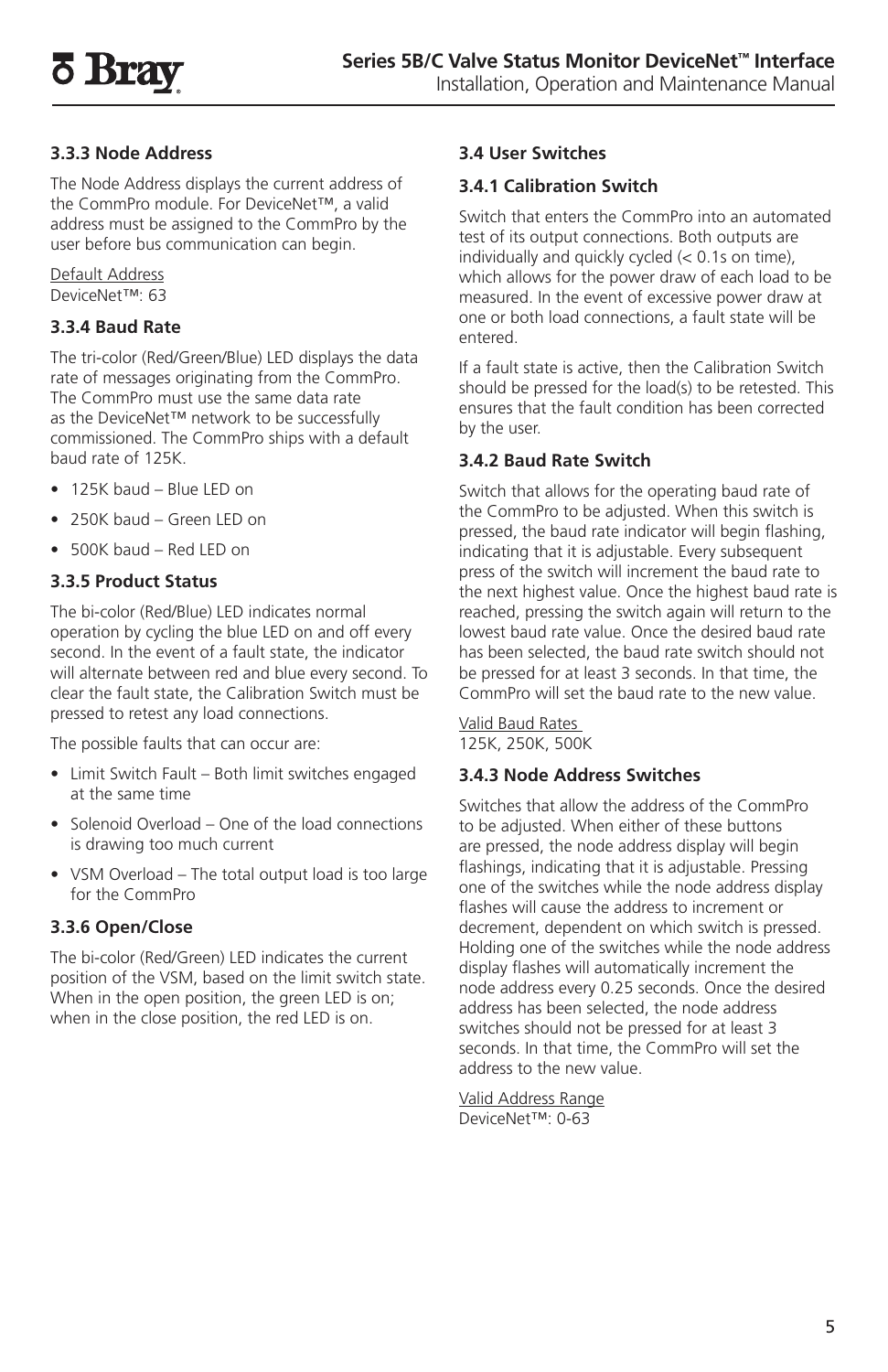### 3.3.3 Node Address

The Node Address displays the current address of the CommPro module. For DeviceNet™, a valid address must be assigned to the CommPro by the user before bus communication can begin.

Default Address
DeviceNet™: 63

### 3.3.4 Baud Rate

The tri-color (Red/Green/Blue) LED displays the data rate of messages originating from the CommPro. The CommPro must use the same data rate as the DeviceNet™ network to be successfully commissioned. The CommPro ships with a default baud rate of 125K.

- 125K baud – Blue LED on
- 250K baud – Green LED on
- 500K baud – Red LED on

### 3.3.5 Product Status

The bi-color (Red/Blue) LED indicates normal operation by cycling the blue LED on and off every second. In the event of a fault state, the indicator will alternate between red and blue every second. To clear the fault state, the Calibration Switch must be pressed to retest any load connections.

The possible faults that can occur are:

- Limit Switch Fault – Both limit switches engaged at the same time
- Solenoid Overload – One of the load connections is drawing too much current
- VSM Overload – The total output load is too large for the CommPro

### 3.3.6 Open/Close

The bi-color (Red/Green) LED indicates the current position of the VSM, based on the limit switch state. When in the open position, the green LED is on; when in the close position, the red LED is on.

### 3.4 User Switches

### 3.4.1 Calibration Switch

Switch that enters the CommPro into an automated test of its output connections. Both outputs are individually and quickly cycled (< 0.1s on time), which allows for the power draw of each load to be measured. In the event of excessive power draw at one or both load connections, a fault state will be entered.

If a fault state is active, then the Calibration Switch should be pressed for the load(s) to be retested. This ensures that the fault condition has been corrected by the user.

### 3.4.2 Baud Rate Switch

Switch that allows for the operating baud rate of the CommPro to be adjusted. When this switch is pressed, the baud rate indicator will begin flashing, indicating that it is adjustable. Every subsequent press of the switch will increment the baud rate to the next highest value. Once the highest baud rate is reached, pressing the switch again will return to the lowest baud rate value. Once the desired baud rate has been selected, the baud rate switch should not be pressed for at least 3 seconds. In that time, the CommPro will set the baud rate to the new value.

Valid Baud Rates
125K, 250K, 500K

### 3.4.3 Node Address Switches

Switches that allow the address of the CommPro to be adjusted. When either of these buttons are pressed, the node address display will begin flashings, indicating that it is adjustable. Pressing one of the switches while the node address display flashes will cause the address to increment or decrement, dependent on which switch is pressed. Holding one of the switches while the node address display flashes will automatically increment the node address every 0.25 seconds. Once the desired address has been selected, the node address switches should not be pressed for at least 3 seconds. In that time, the CommPro will set the address to the new value.

Valid Address Range
DeviceNet™: 0-63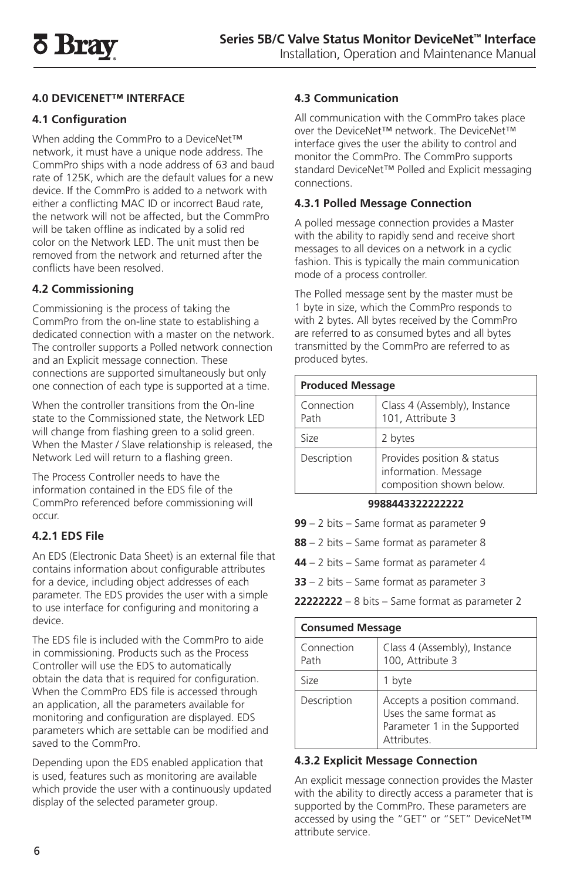## 4.0 DEVICENET™ INTERFACE

### 4.1 Configuration

When adding the CommPro to a DeviceNet™ network, it must have a unique node address. The CommPro ships with a node address of 63 and baud rate of 125K, which are the default values for a new device. If the CommPro is added to a network with either a conflicting MAC ID or incorrect Baud rate, the network will not be affected, but the CommPro will be taken offline as indicated by a solid red color on the Network LED. The unit must then be removed from the network and returned after the conflicts have been resolved.

### 4.2 Commissioning

Commissioning is the process of taking the CommPro from the on-line state to establishing a dedicated connection with a master on the network. The controller supports a Polled network connection and an Explicit message connection. These connections are supported simultaneously but only one connection of each type is supported at a time.

When the controller transitions from the On-line state to the Commissioned state, the Network LED will change from flashing green to a solid green. When the Master / Slave relationship is released, the Network Led will return to a flashing green.

The Process Controller needs to have the information contained in the EDS file of the CommPro referenced before commissioning will occur.

### 4.2.1 EDS File

An EDS (Electronic Data Sheet) is an external file that contains information about configurable attributes for a device, including object addresses of each parameter. The EDS provides the user with a simple to use interface for configuring and monitoring a device.

The EDS file is included with the CommPro to aide in commissioning. Products such as the Process Controller will use the EDS to automatically obtain the data that is required for configuration. When the CommPro EDS file is accessed through an application, all the parameters available for monitoring and configuration are displayed. EDS parameters which are settable can be modified and saved to the CommPro.

Depending upon the EDS enabled application that is used, features such as monitoring are available which provide the user with a continuously updated display of the selected parameter group.

### 4.3 Communication

All communication with the CommPro takes place over the DeviceNet™ network. The DeviceNet™ interface gives the user the ability to control and monitor the CommPro. The CommPro supports standard DeviceNet™ Polled and Explicit messaging connections.

### 4.3.1 Polled Message Connection

A polled message connection provides a Master with the ability to rapidly send and receive short messages to all devices on a network in a cyclic fashion. This is typically the main communication mode of a process controller.

The Polled message sent by the master must be 1 byte in size, which the CommPro responds to with 2 bytes. All bytes received by the CommPro are referred to as consumed bytes and all bytes transmitted by the CommPro are referred to as produced bytes.

| Produced Message | |
|---|---|
| Connection Path | Class 4 (Assembly), Instance 101, Attribute 3 |
| Size | 2 bytes |
| Description | Provides position & status information. Message composition shown below. |

**9988443322222222**

**99** – 2 bits – Same format as parameter 9

**88** – 2 bits – Same format as parameter 8

**44** – 2 bits – Same format as parameter 4

**33** – 2 bits – Same format as parameter 3

**22222222** – 8 bits – Same format as parameter 2

| Consumed Message | |
|---|---|
| Connection Path | Class 4 (Assembly), Instance 100, Attribute 3 |
| Size | 1 byte |
| Description | Accepts a position command. Uses the same format as Parameter 1 in the Supported Attributes. |

### 4.3.2 Explicit Message Connection

An explicit message connection provides the Master with the ability to directly access a parameter that is supported by the CommPro. These parameters are accessed by using the "GET" or "SET" DeviceNet™ attribute service.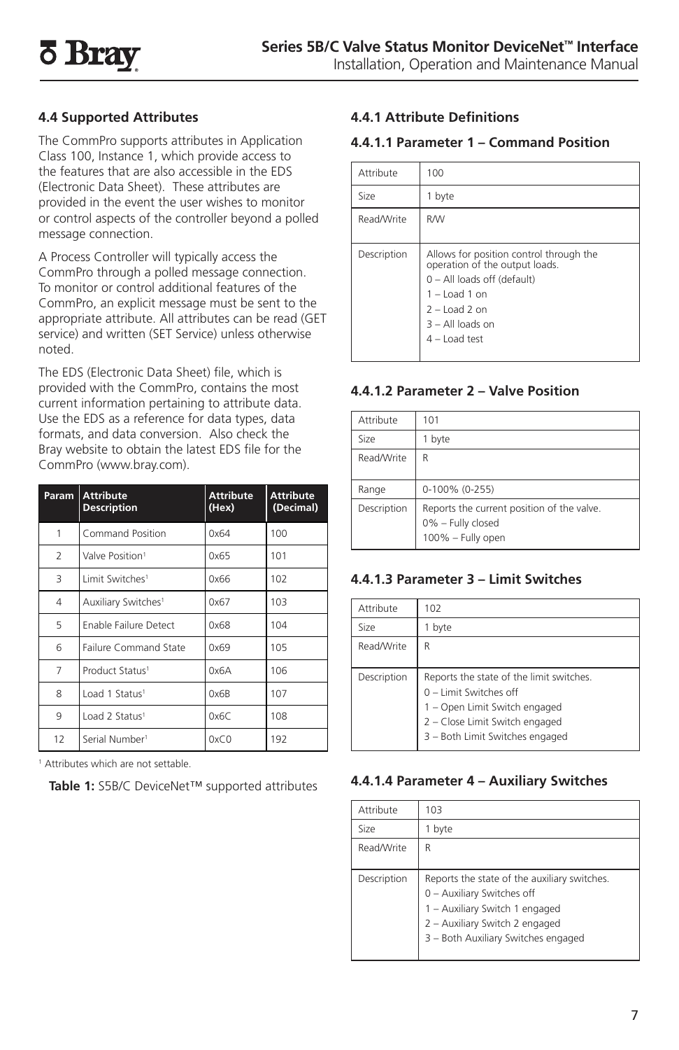## 4.4 Supported Attributes

The CommPro supports attributes in Application Class 100, Instance 1, which provide access to the features that are also accessible in the EDS (Electronic Data Sheet). These attributes are provided in the event the user wishes to monitor or control aspects of the controller beyond a polled message connection.

A Process Controller will typically access the CommPro through a polled message connection. To monitor or control additional features of the CommPro, an explicit message must be sent to the appropriate attribute. All attributes can be read (GET service) and written (SET Service) unless otherwise noted.

The EDS (Electronic Data Sheet) file, which is provided with the CommPro, contains the most current information pertaining to attribute data. Use the EDS as a reference for data types, data formats, and data conversion. Also check the Bray website to obtain the latest EDS file for the CommPro (www.bray.com).

| Param | Attribute Description | Attribute (Hex) | Attribute (Decimal) |
|---|---|---|---|
| 1 | Command Position | 0x64 | 100 |
| 2 | Valve Position[1] | 0x65 | 101 |
| 3 | Limit Switches[1] | 0x66 | 102 |
| 4 | Auxiliary Switches[1] | 0x67 | 103 |
| 5 | Enable Failure Detect | 0x68 | 104 |
| 6 | Failure Command State | 0x69 | 105 |
| 7 | Product Status[1] | 0x6A | 106 |
| 8 | Load 1 Status[1] | 0x6B | 107 |
| 9 | Load 2 Status[1] | 0x6C | 108 |
| 12 | Serial Number[1] | 0xC0 | 192 |

[1] Attributes which are not settable.

**Table 1:** S5B/C DeviceNet™ supported attributes

### 4.4.1 Attribute Definitions

#### 4.4.1.1 Parameter 1 – Command Position

| Attribute | 100 |
|---|---|
| Size | 1 byte |
| Read/Write | R/W |
| Description | Allows for position control through the operation of the output loads.<br>0 – All loads off (default)<br>1 – Load 1 on<br>2 – Load 2 on<br>3 – All loads on<br>4 – Load test |

#### 4.4.1.2 Parameter 2 – Valve Position

| Attribute | 101 |
|---|---|
| Size | 1 byte |
| Read/Write | R |
| Range | 0-100% (0-255) |
| Description | Reports the current position of the valve.<br>0% – Fully closed<br>100% – Fully open |

#### 4.4.1.3 Parameter 3 – Limit Switches

| Attribute | 102 |
|---|---|
| Size | 1 byte |
| Read/Write | R |
| Description | Reports the state of the limit switches.<br>0 – Limit Switches off<br>1 – Open Limit Switch engaged<br>2 – Close Limit Switch engaged<br>3 – Both Limit Switches engaged |

#### 4.4.1.4 Parameter 4 – Auxiliary Switches

| Attribute | 103 |
|---|---|
| Size | 1 byte |
| Read/Write | R |
| Description | Reports the state of the auxiliary switches.<br>0 – Auxiliary Switches off<br>1 – Auxiliary Switch 1 engaged<br>2 – Auxiliary Switch 2 engaged<br>3 – Both Auxiliary Switches engaged |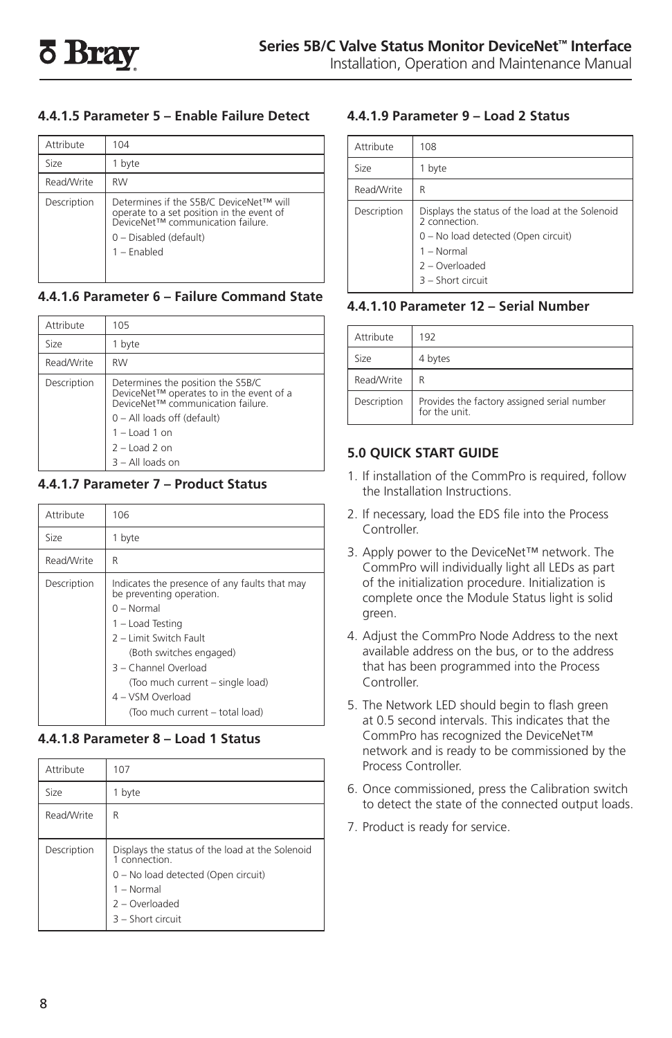#### 4.4.1.5 Parameter 5 – Enable Failure Detect

| Attribute | 104 |
| --- | --- |
| Size | 1 byte |
| Read/Write | RW |
| Description | Determines if the S5B/C DeviceNet™ will operate to a set position in the event of DeviceNet™ communication failure.<br>0 – Disabled (default)<br>1 – Enabled |

#### 4.4.1.6 Parameter 6 – Failure Command State

| Attribute | 105 |
| --- | --- |
| Size | 1 byte |
| Read/Write | RW |
| Description | Determines the position the S5B/C DeviceNet™ operates to in the event of a DeviceNet™ communication failure.<br>0 – All loads off (default)<br>1 – Load 1 on<br>2 – Load 2 on<br>3 – All loads on |

#### 4.4.1.7 Parameter 7 – Product Status

| Attribute | 106 |
| --- | --- |
| Size | 1 byte |
| Read/Write | R |
| Description | Indicates the presence of any faults that may be preventing operation.<br>0 – Normal<br>1 – Load Testing<br>2 – Limit Switch Fault<br>(Both switches engaged)<br>3 – Channel Overload<br>(Too much current – single load)<br>4 – VSM Overload<br>(Too much current – total load) |

#### 4.4.1.8 Parameter 8 – Load 1 Status

| Attribute | 107 |
| --- | --- |
| Size | 1 byte |
| Read/Write | R |
| Description | Displays the status of the load at the Solenoid 1 connection.<br>0 – No load detected (Open circuit)<br>1 – Normal<br>2 – Overloaded<br>3 – Short circuit |

#### 4.4.1.9 Parameter 9 – Load 2 Status

| Attribute | 108 |
| --- | --- |
| Size | 1 byte |
| Read/Write | R |
| Description | Displays the status of the load at the Solenoid 2 connection.<br>0 – No load detected (Open circuit)<br>1 – Normal<br>2 – Overloaded<br>3 – Short circuit |

#### 4.4.1.10 Parameter 12 – Serial Number

| Attribute | 192 |
| --- | --- |
| Size | 4 bytes |
| Read/Write | R |
| Description | Provides the factory assigned serial number for the unit. |

## 5.0 QUICK START GUIDE

1. If installation of the CommPro is required, follow the Installation Instructions.
2. If necessary, load the EDS file into the Process Controller.
3. Apply power to the DeviceNet™ network. The CommPro will individually light all LEDs as part of the initialization procedure. Initialization is complete once the Module Status light is solid green.
4. Adjust the CommPro Node Address to the next available address on the bus, or to the address that has been programmed into the Process Controller.
5. The Network LED should begin to flash green at 0.5 second intervals. This indicates that the CommPro has recognized the DeviceNet™ network and is ready to be commissioned by the Process Controller.
6. Once commissioned, press the Calibration switch to detect the state of the connected output loads.
7. Product is ready for service.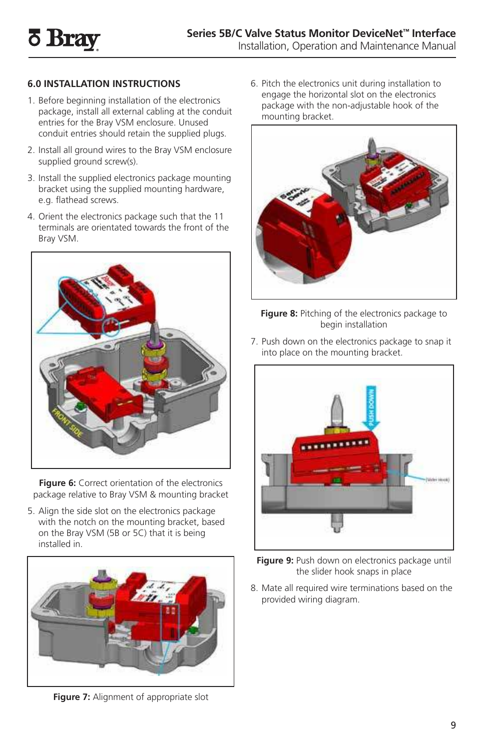## 6.0 INSTALLATION INSTRUCTIONS

1. Before beginning installation of the electronics package, install all external cabling at the conduit entries for the Bray VSM enclosure. Unused conduit entries should retain the supplied plugs.
2. Install all ground wires to the Bray VSM enclosure supplied ground screw(s).
3. Install the supplied electronics package mounting bracket using the supplied mounting hardware, e.g. flathead screws.
4. Orient the electronics package such that the 11 terminals are orientated towards the front of the Bray VSM.

**Figure 6:** Correct orientation of the electronics package relative to Bray VSM & mounting bracket

5. Align the side slot on the electronics package with the notch on the mounting bracket, based on the Bray VSM (5B or 5C) that it is being installed in.

**Figure 7:** Alignment of appropriate slot

6. Pitch the electronics unit during installation to engage the horizontal slot on the electronics package with the non-adjustable hook of the mounting bracket.

**Figure 8:** Pitching of the electronics package to begin installation

7. Push down on the electronics package to snap it into place on the mounting bracket.

**Figure 9:** Push down on electronics package until the slider hook snaps in place

8. Mate all required wire terminations based on the provided wiring diagram.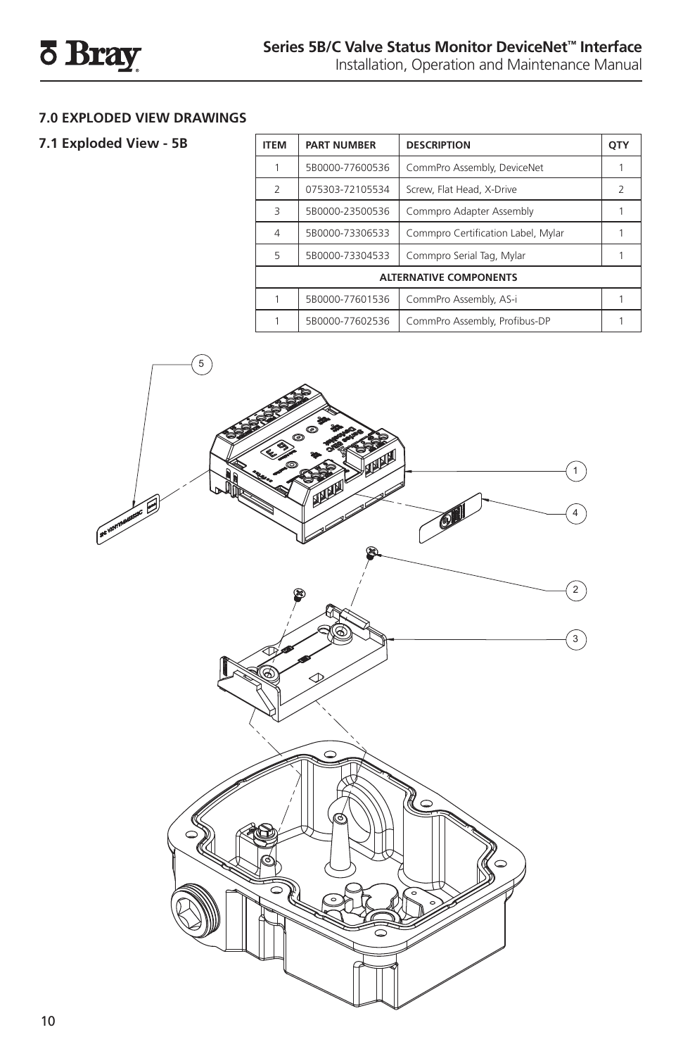## 7.0 EXPLODED VIEW DRAWINGS

### 7.1 Exploded View - 5B

| ITEM | PART NUMBER | DESCRIPTION | QTY |
|---|---|---|---|
| 1 | 5B0000-77600536 | CommPro Assembly, DeviceNet | 1 |
| 2 | 075303-72105534 | Screw, Flat Head, X-Drive | 2 |
| 3 | 5B0000-23500536 | Commpro Adapter Assembly | 1 |
| 4 | 5B0000-73306533 | Commpro Certification Label, Mylar | 1 |
| 5 | 5B0000-73304533 | Commpro Serial Tag, Mylar | 1 |
| ALTERNATIVE COMPONENTS | | | |
| 1 | 5B0000-77601536 | CommPro Assembly, AS-i | 1 |
| 1 | 5B0000-77602536 | CommPro Assembly, Profibus-DP | 1 |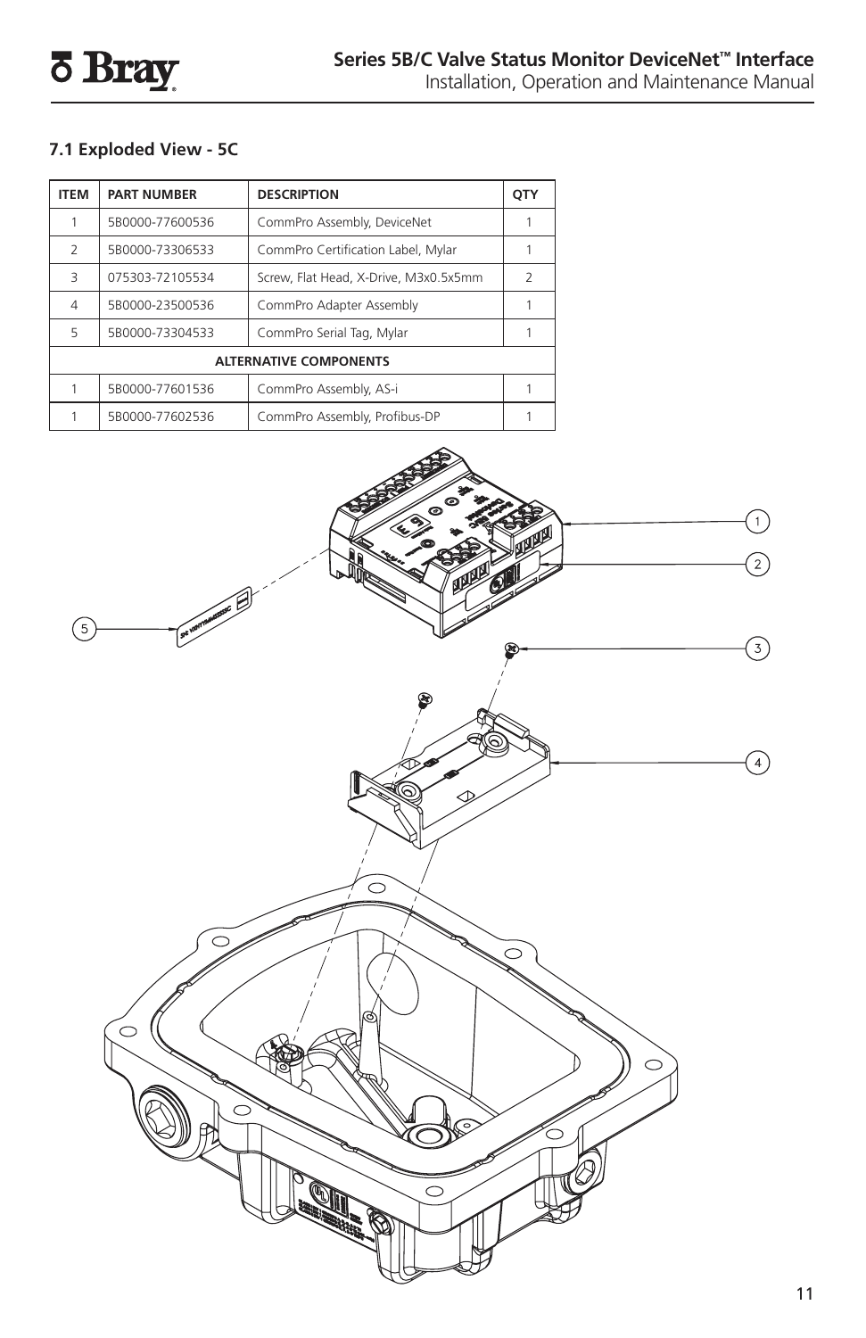## 7.1 Exploded View - 5C

| ITEM | PART NUMBER | DESCRIPTION | QTY |
|---|---|---|---|
| 1 | 5B0000-77600536 | CommPro Assembly, DeviceNet | 1 |
| 2 | 5B0000-73306533 | CommPro Certification Label, Mylar | 1 |
| 3 | 075303-72105534 | Screw, Flat Head, X-Drive, M3x0.5x5mm | 2 |
| 4 | 5B0000-23500536 | CommPro Adapter Assembly | 1 |
| 5 | 5B0000-73304533 | CommPro Serial Tag, Mylar | 1 |
| **ALTERNATIVE COMPONENTS** | | | |
| 1 | 5B0000-77601536 | CommPro Assembly, AS-i | 1 |
| 1 | 5B0000-77602536 | CommPro Assembly, Profibus-DP | 1 |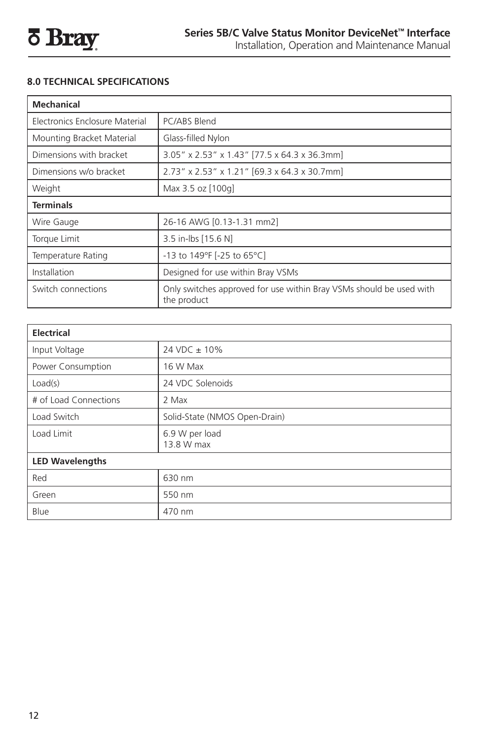## 8.0 TECHNICAL SPECIFICATIONS

| Mechanical | |
|---|---|
| Electronics Enclosure Material | PC/ABS Blend |
| Mounting Bracket Material | Glass-filled Nylon |
| Dimensions with bracket | 3.05" x 2.53" x 1.43" [77.5 x 64.3 x 36.3mm] |
| Dimensions w/o bracket | 2.73" x 2.53" x 1.21" [69.3 x 64.3 x 30.7mm] |
| Weight | Max 3.5 oz [100g] |
| **Terminals** | |
| Wire Gauge | 26-16 AWG [0.13-1.31 mm2] |
| Torque Limit | 3.5 in-lbs [15.6 N] |
| Temperature Rating | -13 to 149°F [-25 to 65°C] |
| Installation | Designed for use within Bray VSMs |
| Switch connections | Only switches approved for use within Bray VSMs should be used with the product |

| Electrical | |
|---|---|
| Input Voltage | 24 VDC ± 10% |
| Power Consumption | 16 W Max |
| Load(s) | 24 VDC Solenoids |
| # of Load Connections | 2 Max |
| Load Switch | Solid-State (NMOS Open-Drain) |
| Load Limit | 6.9 W per load<br>13.8 W max |
| **LED Wavelengths** | |
| Red | 630 nm |
| Green | 550 nm |
| Blue | 470 nm |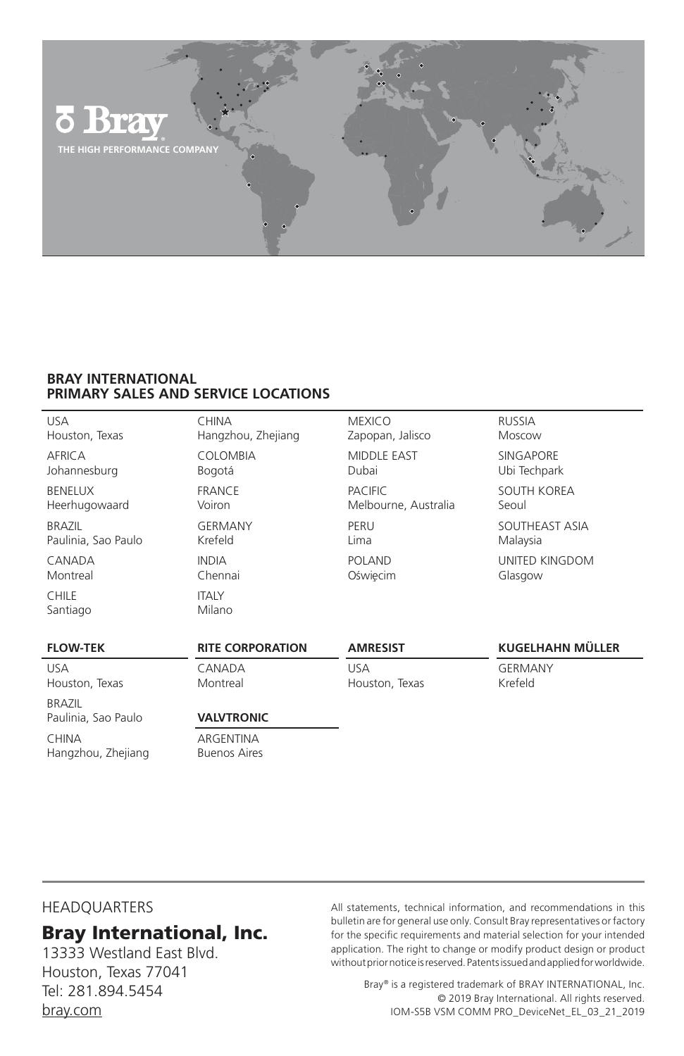**Bray**

THE HIGH PERFORMANCE COMPANY

## BRAY INTERNATIONAL PRIMARY SALES AND SERVICE LOCATIONS

USA
Houston, Texas

AFRICA
Johannesburg

BENELUX
Heerhugowaard

BRAZIL
Paulinia, Sao Paulo

CANADA
Montreal

CHILE
Santiago

CHINA
Hangzhou, Zhejiang

COLOMBIA
Bogotá

FRANCE
Voiron

GERMANY
Krefeld

INDIA
Chennai

ITALY
Milano

MEXICO
Zapopan, Jalisco

MIDDLE EAST
Dubai

PACIFIC
Melbourne, Australia

PERU
Lima

POLAND
Oświęcim

RUSSIA
Moscow

SINGAPORE
Ubi Techpark

SOUTH KOREA
Seoul

SOUTHEAST ASIA
Malaysia

UNITED KINGDOM
Glasgow

### FLOW-TEK

USA
Houston, Texas

BRAZIL
Paulinia, Sao Paulo

CHINA
Hangzhou, Zhejiang

### RITE CORPORATION

CANADA
Montreal

### VALVTRONIC

ARGENTINA
Buenos Aires

### AMRESIST

USA
Houston, Texas

### KUGELHAHN MÜLLER

GERMANY
Krefeld

HEADQUARTERS

## Bray International, Inc.

13333 Westland East Blvd.
Houston, Texas 77041
Tel: 281.894.5454
bray.com

All statements, technical information, and recommendations in this bulletin are for general use only. Consult Bray representatives or factory for the specific requirements and material selection for your intended application. The right to change or modify product design or product without prior notice is reserved. Patents issued and applied for worldwide.

Bray® is a registered trademark of BRAY INTERNATIONAL, Inc.
© 2019 Bray International. All rights reserved.
IOM-S5B VSM COMM PRO_DeviceNet_EL_03_21_2019